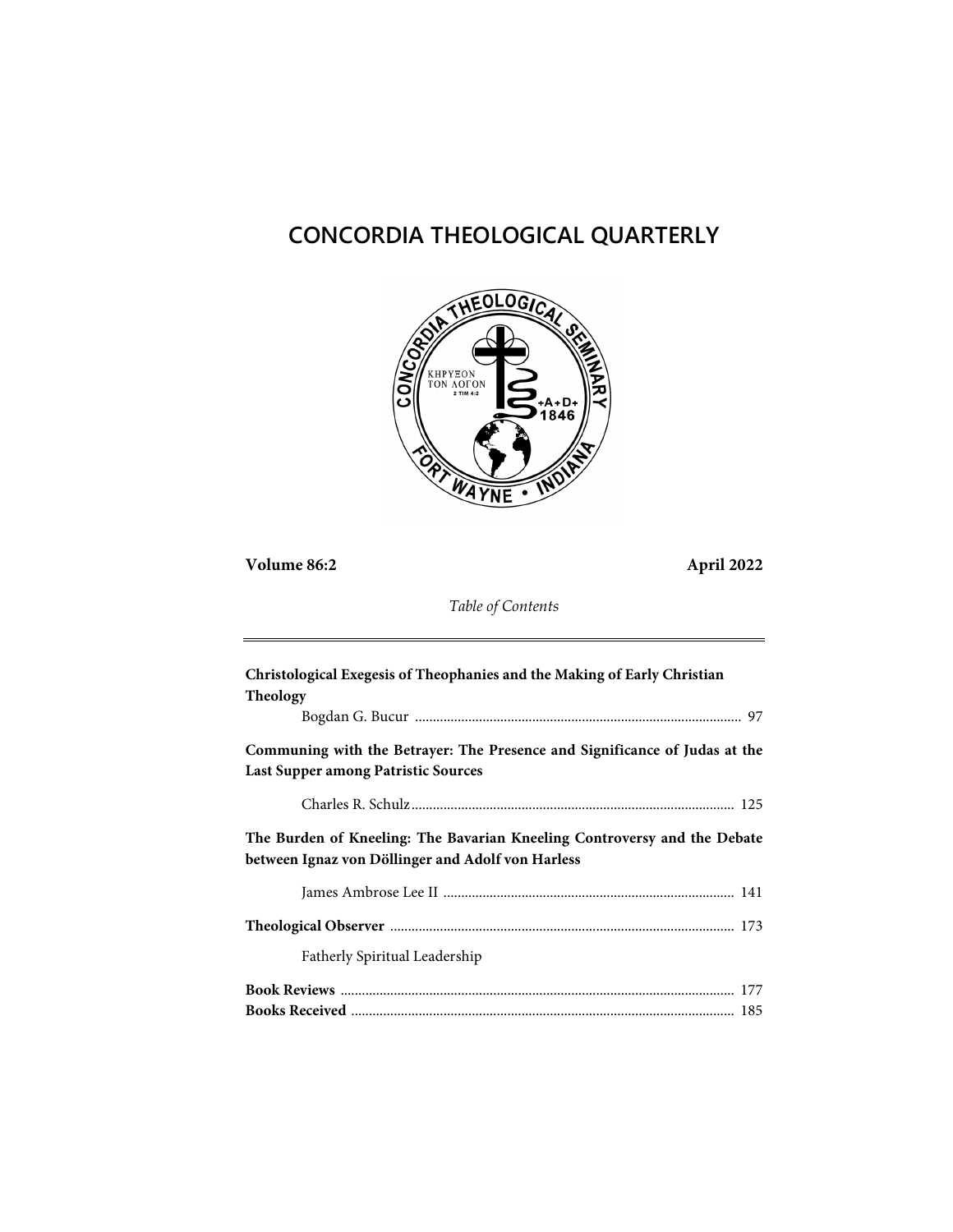# CONCORDIA THEOLOGICAL QUARTERLY

**Volume 86:2** **April 2022**

*Table of Contents*

---

**Christological Exegesis of Theophanies and the Making of Early Christian Theology**

Bogdan G. Bucur ............................................................................................ 97

**Communing with the Betrayer: The Presence and Significance of Judas at the Last Supper among Patristic Sources**

Charles R. Schulz ........................................................................................... 125

**The Burden of Kneeling: The Bavarian Kneeling Controversy and the Debate between Ignaz von Döllinger and Adolf von Harless**

James Ambrose Lee II .................................................................................. 141

**Theological Observer** ................................................................................. 173

Fatherly Spiritual Leadership

**Book Reviews** .............................................................................................. 177

**Books Received** ........................................................................................... 185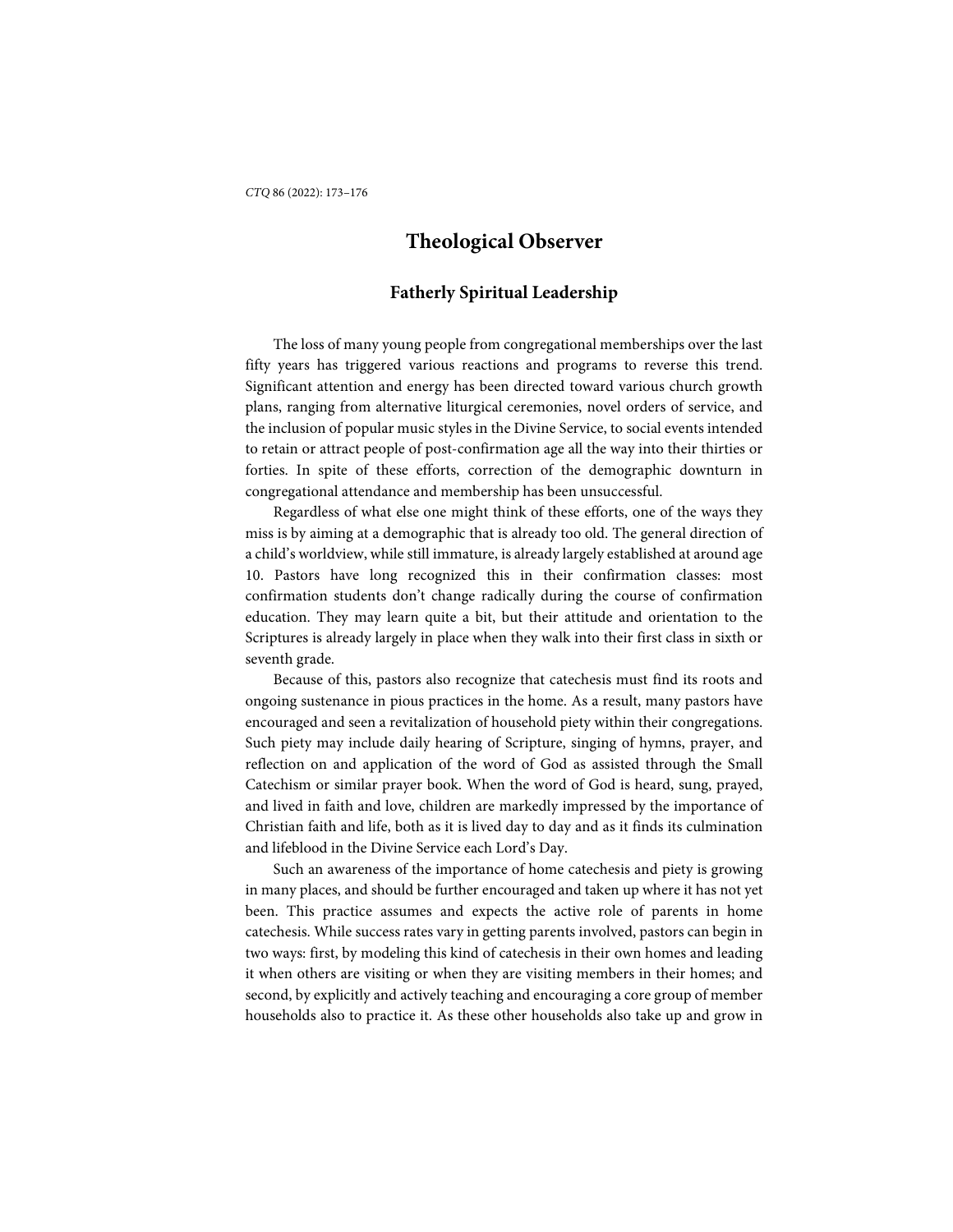# Theological Observer

## Fatherly Spiritual Leadership

The loss of many young people from congregational memberships over the last fifty years has triggered various reactions and programs to reverse this trend. Significant attention and energy has been directed toward various church growth plans, ranging from alternative liturgical ceremonies, novel orders of service, and the inclusion of popular music styles in the Divine Service, to social events intended to retain or attract people of post-confirmation age all the way into their thirties or forties. In spite of these efforts, correction of the demographic downturn in congregational attendance and membership has been unsuccessful.

Regardless of what else one might think of these efforts, one of the ways they miss is by aiming at a demographic that is already too old. The general direction of a child's worldview, while still immature, is already largely established at around age 10. Pastors have long recognized this in their confirmation classes: most confirmation students don't change radically during the course of confirmation education. They may learn quite a bit, but their attitude and orientation to the Scriptures is already largely in place when they walk into their first class in sixth or seventh grade.

Because of this, pastors also recognize that catechesis must find its roots and ongoing sustenance in pious practices in the home. As a result, many pastors have encouraged and seen a revitalization of household piety within their congregations. Such piety may include daily hearing of Scripture, singing of hymns, prayer, and reflection on and application of the word of God as assisted through the Small Catechism or similar prayer book. When the word of God is heard, sung, prayed, and lived in faith and love, children are markedly impressed by the importance of Christian faith and life, both as it is lived day to day and as it finds its culmination and lifeblood in the Divine Service each Lord's Day.

Such an awareness of the importance of home catechesis and piety is growing in many places, and should be further encouraged and taken up where it has not yet been. This practice assumes and expects the active role of parents in home catechesis. While success rates vary in getting parents involved, pastors can begin in two ways: first, by modeling this kind of catechesis in their own homes and leading it when others are visiting or when they are visiting members in their homes; and second, by explicitly and actively teaching and encouraging a core group of member households also to practice it. As these other households also take up and grow in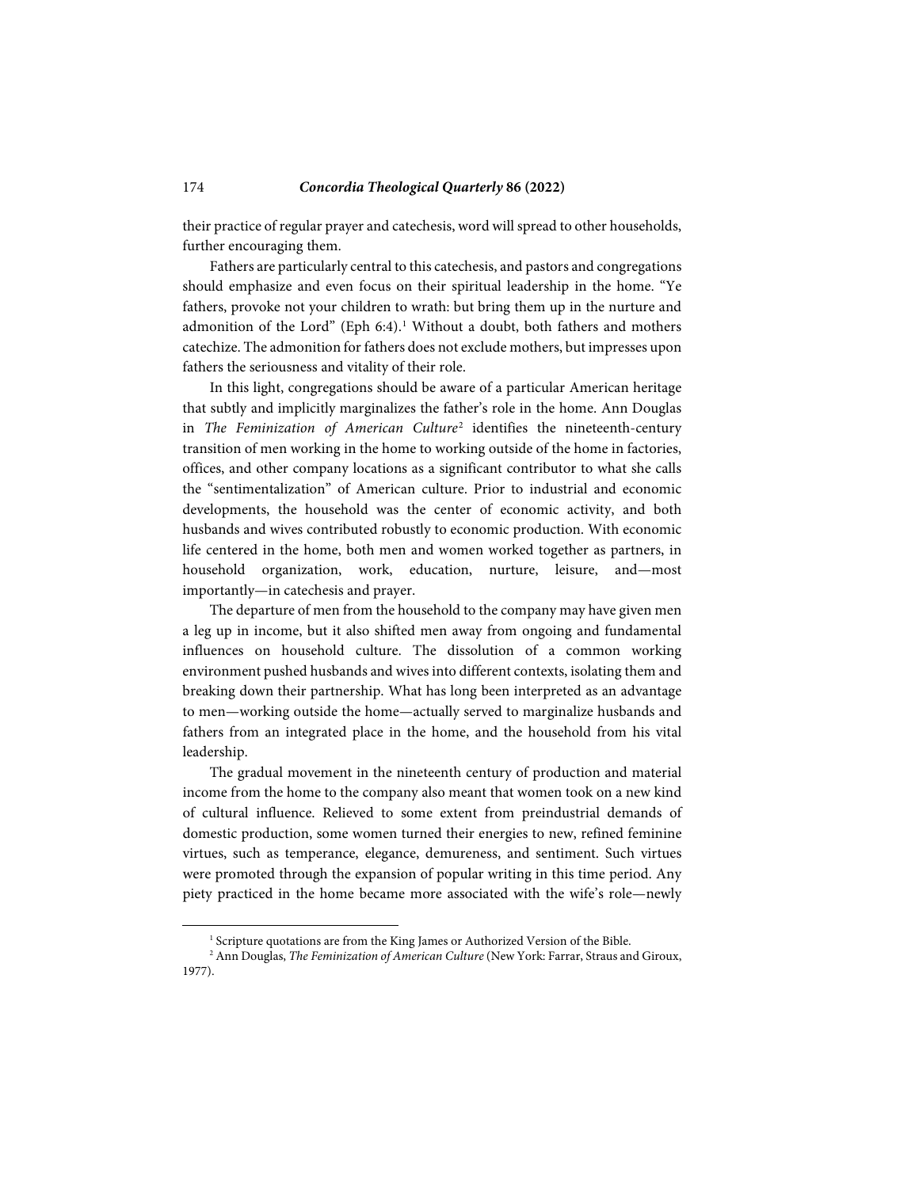their practice of regular prayer and catechesis, word will spread to other households, further encouraging them.

Fathers are particularly central to this catechesis, and pastors and congregations should emphasize and even focus on their spiritual leadership in the home. "Ye fathers, provoke not your children to wrath: but bring them up in the nurture and admonition of the Lord" (Eph 6:4).[1] Without a doubt, both fathers and mothers catechize. The admonition for fathers does not exclude mothers, but impresses upon fathers the seriousness and vitality of their role.

In this light, congregations should be aware of a particular American heritage that subtly and implicitly marginalizes the father's role in the home. Ann Douglas in *The Feminization of American Culture*[2] identifies the nineteenth-century transition of men working in the home to working outside of the home in factories, offices, and other company locations as a significant contributor to what she calls the "sentimentalization" of American culture. Prior to industrial and economic developments, the household was the center of economic activity, and both husbands and wives contributed robustly to economic production. With economic life centered in the home, both men and women worked together as partners, in household organization, work, education, nurture, leisure, and—most importantly—in catechesis and prayer.

The departure of men from the household to the company may have given men a leg up in income, but it also shifted men away from ongoing and fundamental influences on household culture. The dissolution of a common working environment pushed husbands and wives into different contexts, isolating them and breaking down their partnership. What has long been interpreted as an advantage to men—working outside the home—actually served to marginalize husbands and fathers from an integrated place in the home, and the household from his vital leadership.

The gradual movement in the nineteenth century of production and material income from the home to the company also meant that women took on a new kind of cultural influence. Relieved to some extent from preindustrial demands of domestic production, some women turned their energies to new, refined feminine virtues, such as temperance, elegance, demureness, and sentiment. Such virtues were promoted through the expansion of popular writing in this time period. Any piety practiced in the home became more associated with the wife's role—newly

---

[1] Scripture quotations are from the King James or Authorized Version of the Bible.

[2] Ann Douglas, *The Feminization of American Culture* (New York: Farrar, Straus and Giroux, 1977).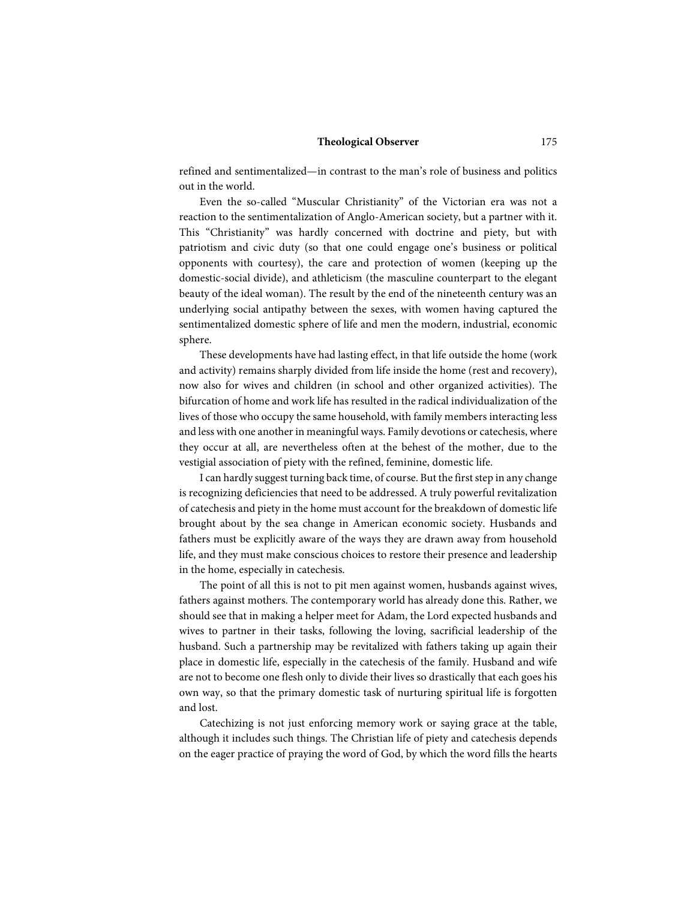refined and sentimentalized—in contrast to the man's role of business and politics out in the world.

Even the so-called "Muscular Christianity" of the Victorian era was not a reaction to the sentimentalization of Anglo-American society, but a partner with it. This "Christianity" was hardly concerned with doctrine and piety, but with patriotism and civic duty (so that one could engage one's business or political opponents with courtesy), the care and protection of women (keeping up the domestic-social divide), and athleticism (the masculine counterpart to the elegant beauty of the ideal woman). The result by the end of the nineteenth century was an underlying social antipathy between the sexes, with women having captured the sentimentalized domestic sphere of life and men the modern, industrial, economic sphere.

These developments have had lasting effect, in that life outside the home (work and activity) remains sharply divided from life inside the home (rest and recovery), now also for wives and children (in school and other organized activities). The bifurcation of home and work life has resulted in the radical individualization of the lives of those who occupy the same household, with family members interacting less and less with one another in meaningful ways. Family devotions or catechesis, where they occur at all, are nevertheless often at the behest of the mother, due to the vestigial association of piety with the refined, feminine, domestic life.

I can hardly suggest turning back time, of course. But the first step in any change is recognizing deficiencies that need to be addressed. A truly powerful revitalization of catechesis and piety in the home must account for the breakdown of domestic life brought about by the sea change in American economic society. Husbands and fathers must be explicitly aware of the ways they are drawn away from household life, and they must make conscious choices to restore their presence and leadership in the home, especially in catechesis.

The point of all this is not to pit men against women, husbands against wives, fathers against mothers. The contemporary world has already done this. Rather, we should see that in making a helper meet for Adam, the Lord expected husbands and wives to partner in their tasks, following the loving, sacrificial leadership of the husband. Such a partnership may be revitalized with fathers taking up again their place in domestic life, especially in the catechesis of the family. Husband and wife are not to become one flesh only to divide their lives so drastically that each goes his own way, so that the primary domestic task of nurturing spiritual life is forgotten and lost.

Catechizing is not just enforcing memory work or saying grace at the table, although it includes such things. The Christian life of piety and catechesis depends on the eager practice of praying the word of God, by which the word fills the hearts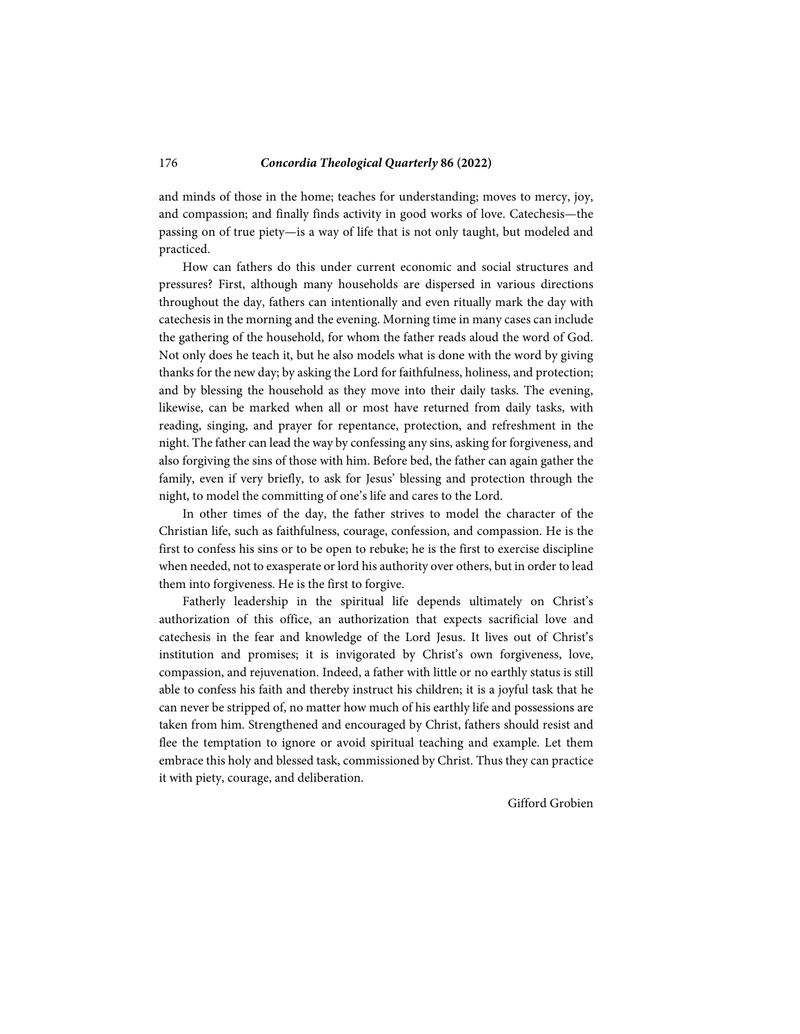and minds of those in the home; teaches for understanding; moves to mercy, joy, and compassion; and finally finds activity in good works of love. Catechesis—the passing on of true piety—is a way of life that is not only taught, but modeled and practiced.

How can fathers do this under current economic and social structures and pressures? First, although many households are dispersed in various directions throughout the day, fathers can intentionally and even ritually mark the day with catechesis in the morning and the evening. Morning time in many cases can include the gathering of the household, for whom the father reads aloud the word of God. Not only does he teach it, but he also models what is done with the word by giving thanks for the new day; by asking the Lord for faithfulness, holiness, and protection; and by blessing the household as they move into their daily tasks. The evening, likewise, can be marked when all or most have returned from daily tasks, with reading, singing, and prayer for repentance, protection, and refreshment in the night. The father can lead the way by confessing any sins, asking for forgiveness, and also forgiving the sins of those with him. Before bed, the father can again gather the family, even if very briefly, to ask for Jesus' blessing and protection through the night, to model the committing of one's life and cares to the Lord.

In other times of the day, the father strives to model the character of the Christian life, such as faithfulness, courage, confession, and compassion. He is the first to confess his sins or to be open to rebuke; he is the first to exercise discipline when needed, not to exasperate or lord his authority over others, but in order to lead them into forgiveness. He is the first to forgive.

Fatherly leadership in the spiritual life depends ultimately on Christ's authorization of this office, an authorization that expects sacrificial love and catechesis in the fear and knowledge of the Lord Jesus. It lives out of Christ's institution and promises; it is invigorated by Christ's own forgiveness, love, compassion, and rejuvenation. Indeed, a father with little or no earthly status is still able to confess his faith and thereby instruct his children; it is a joyful task that he can never be stripped of, no matter how much of his earthly life and possessions are taken from him. Strengthened and encouraged by Christ, fathers should resist and flee the temptation to ignore or avoid spiritual teaching and example. Let them embrace this holy and blessed task, commissioned by Christ. Thus they can practice it with piety, courage, and deliberation.

Gifford Grobien